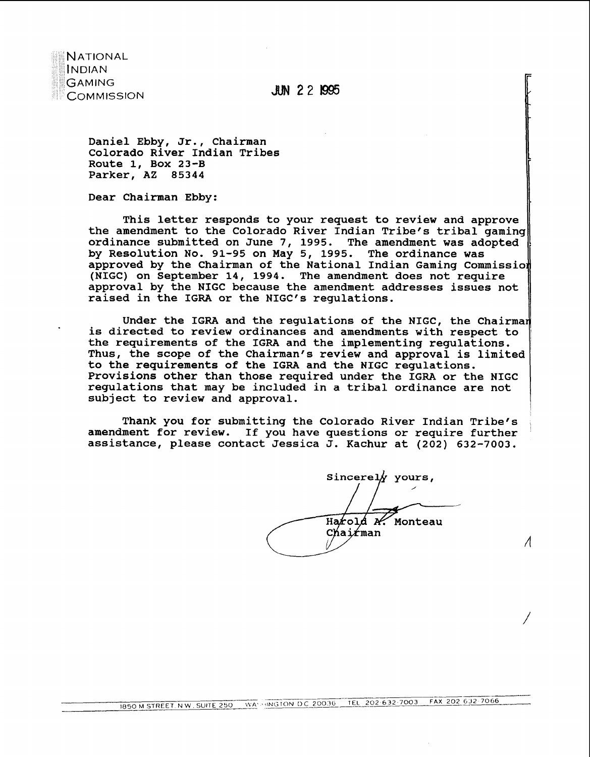NATIONAL
INDIAN
GAMING
COMMISSION

JUN 22 1995

Daniel Ebby, Jr., Chairman
Colorado River Indian Tribes
Route 1, Box 23-B
Parker, AZ 85344

Dear Chairman Ebby:

This letter responds to your request to review and approve the amendment to the Colorado River Indian Tribe's tribal gaming ordinance submitted on June 7, 1995. The amendment was adopted by Resolution No. 91-95 on May 5, 1995. The ordinance was approved by the Chairman of the National Indian Gaming Commission (NIGC) on September 14, 1994. The amendment does not require approval by the NIGC because the amendment addresses issues not raised in the IGRA or the NIGC's regulations.

Under the IGRA and the regulations of the NIGC, the Chairman is directed to review ordinances and amendments with respect to the requirements of the IGRA and the implementing regulations. Thus, the scope of the Chairman's review and approval is limited to the requirements of the IGRA and the NIGC regulations. Provisions other than those required under the IGRA or the NIGC regulations that may be included in a tribal ordinance are not subject to review and approval.

Thank you for submitting the Colorado River Indian Tribe's amendment for review. If you have questions or require further assistance, please contact Jessica J. Kachur at (202) 632-7003.

Sincerely yours,

Harold A. Monteau
Chairman

1850 M STREET N.W., SUITE 250 WASHINGTON DC 20036 TEL 202-632-7003 FAX 202-632-7066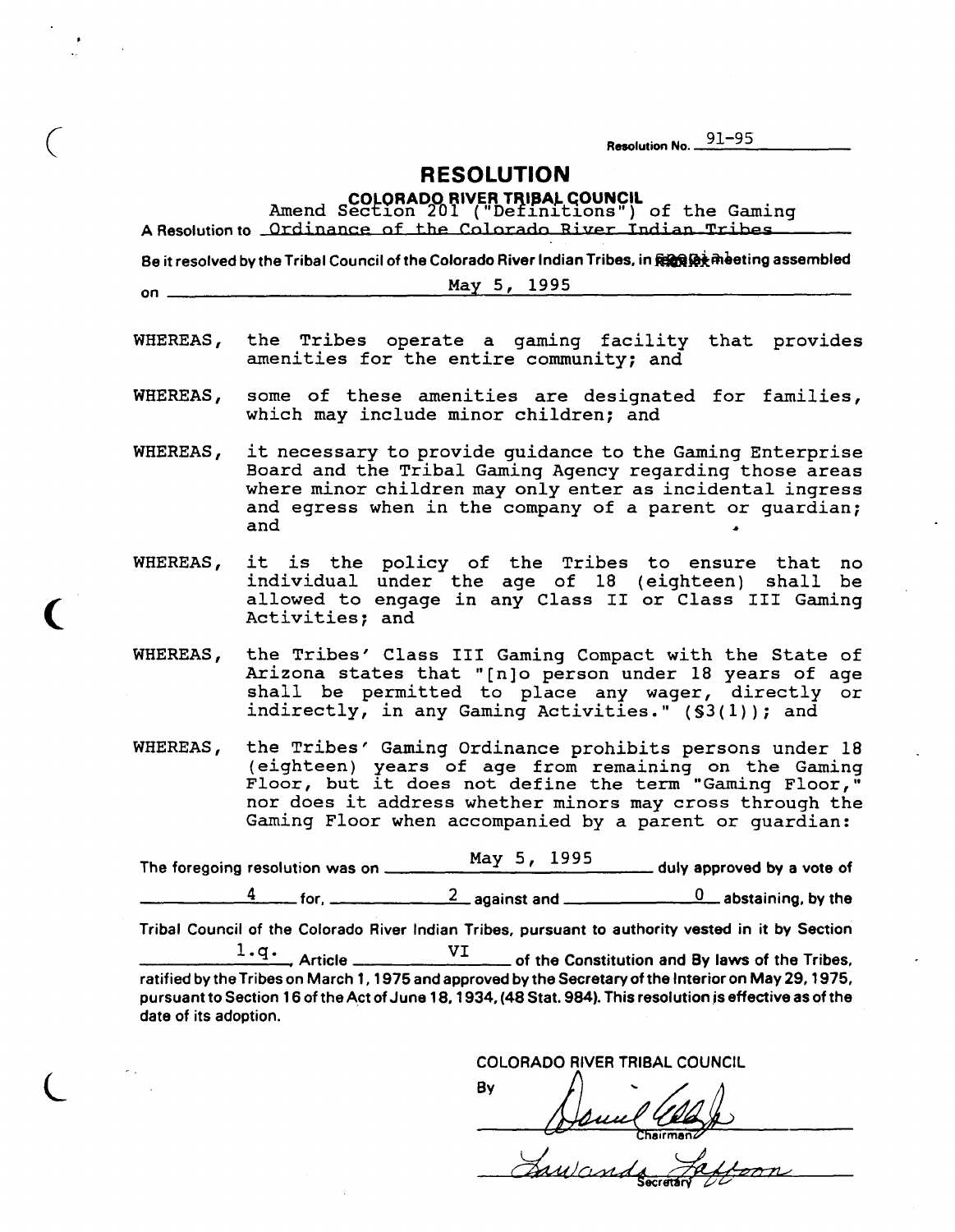Resolution No. 91-95

# RESOLUTION

## COLORADO RIVER TRIBAL COUNCIL

A Resolution to Amend Section 201 ("Definitions") of the Gaming Ordinance of the Colorado River Indian Tribes

Be it resolved by the Tribal Council of the Colorado River Indian Tribes, in special meeting assembled on May 5, 1995

WHEREAS, the Tribes operate a gaming facility that provides amenities for the entire community; and

WHEREAS, some of these amenities are designated for families, which may include minor children; and

WHEREAS, it necessary to provide guidance to the Gaming Enterprise Board and the Tribal Gaming Agency regarding those areas where minor children may only enter as incidental ingress and egress when in the company of a parent or guardian; and

WHEREAS, it is the policy of the Tribes to ensure that no individual under the age of 18 (eighteen) shall be allowed to engage in any Class II or Class III Gaming Activities; and

WHEREAS, the Tribes' Class III Gaming Compact with the State of Arizona states that "[n]o person under 18 years of age shall be permitted to place any wager, directly or indirectly, in any Gaming Activities." (§3(1)); and

WHEREAS, the Tribes' Gaming Ordinance prohibits persons under 18 (eighteen) years of age from remaining on the Gaming Floor, but it does not define the term "Gaming Floor," nor does it address whether minors may cross through the Gaming Floor when accompanied by a parent or guardian:

The foregoing resolution was on May 5, 1995 duly approved by a vote of 4 for, 2 against and 0 abstaining, by the Tribal Council of the Colorado River Indian Tribes, pursuant to authority vested in it by Section 1.q., Article VI of the Constitution and By laws of the Tribes, ratified by the Tribes on March 1, 1975 and approved by the Secretary of the Interior on May 29, 1975, pursuant to Section 16 of the Act of June 18, 1934, (48 Stat. 984). This resolution is effective as of the date of its adoption.

COLORADO RIVER TRIBAL COUNCIL

By [signature]
Chairman

[signature]
Secretary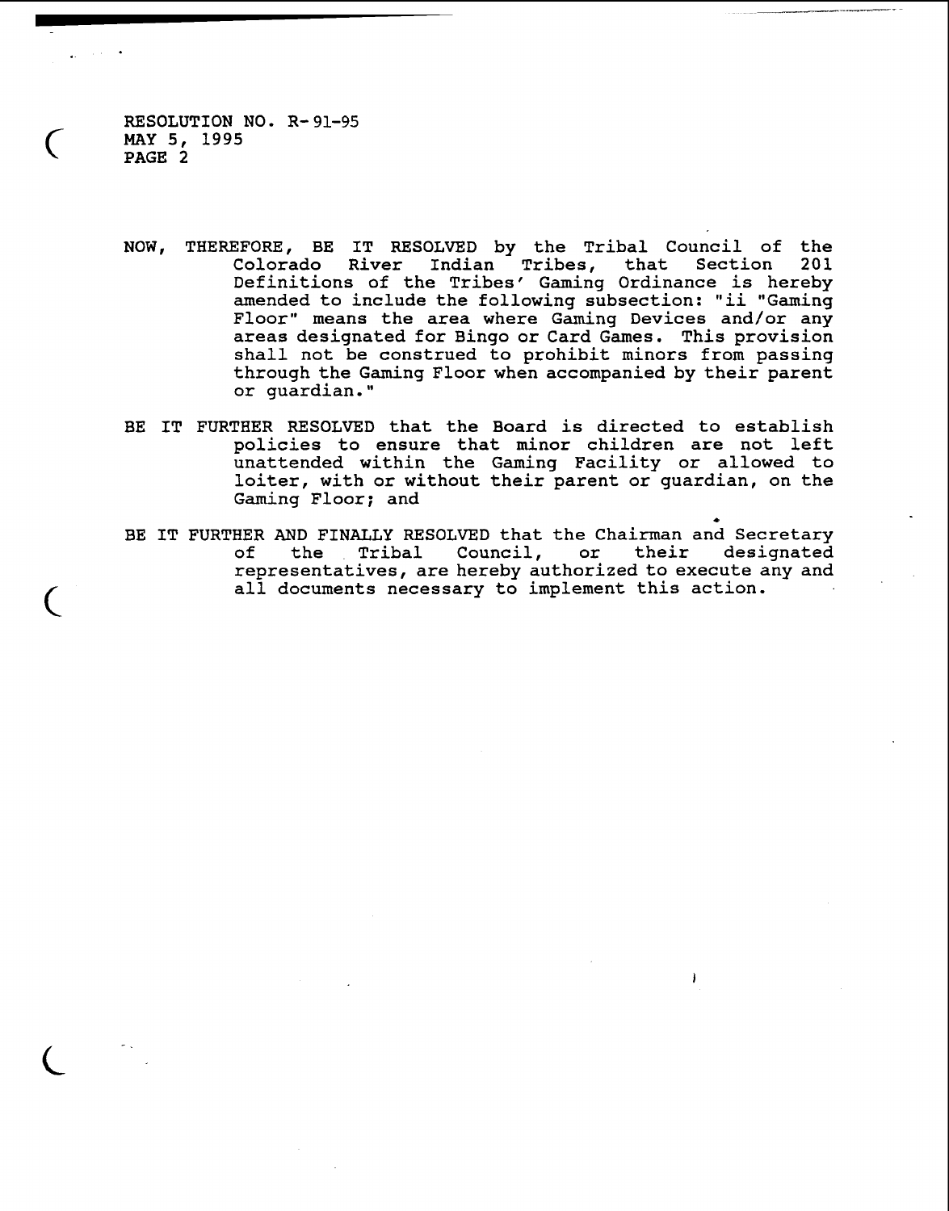RESOLUTION NO. R-91-95
MAY 5, 1995
PAGE 2

NOW, THEREFORE, BE IT RESOLVED by the Tribal Council of the Colorado River Indian Tribes, that Section 201 Definitions of the Tribes' Gaming Ordinance is hereby amended to include the following subsection: "ii "Gaming Floor" means the area where Gaming Devices and/or any areas designated for Bingo or Card Games. This provision shall not be construed to prohibit minors from passing through the Gaming Floor when accompanied by their parent or guardian."

BE IT FURTHER RESOLVED that the Board is directed to establish policies to ensure that minor children are not left unattended within the Gaming Facility or allowed to loiter, with or without their parent or guardian, on the Gaming Floor; and

BE IT FURTHER AND FINALLY RESOLVED that the Chairman and Secretary of the Tribal Council, or their designated representatives, are hereby authorized to execute any and all documents necessary to implement this action.